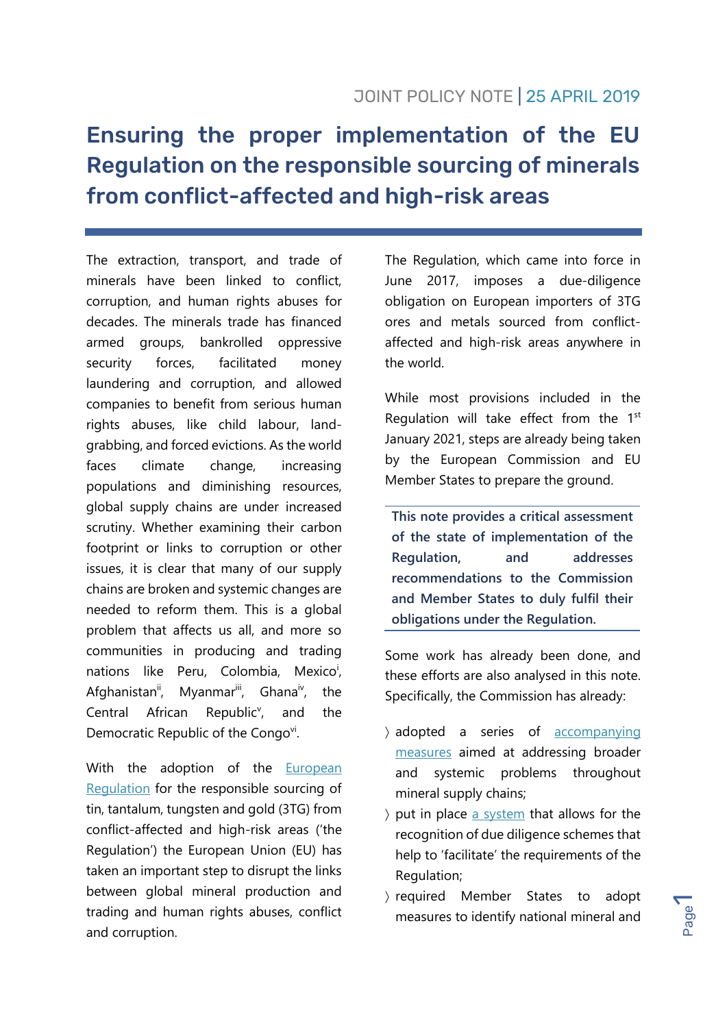JOINT POLICY NOTE | 25 APRIL 2019

# Ensuring the proper implementation of the EU Regulation on the responsible sourcing of minerals from conflict-affected and high-risk areas

The extraction, transport, and trade of minerals have been linked to conflict, corruption, and human rights abuses for decades. The minerals trade has financed armed groups, bankrolled oppressive security forces, facilitated money laundering and corruption, and allowed companies to benefit from serious human rights abuses, like child labour, land-grabbing, and forced evictions. As the world faces climate change, increasing populations and diminishing resources, global supply chains are under increased scrutiny. Whether examining their carbon footprint or links to corruption or other issues, it is clear that many of our supply chains are broken and systemic changes are needed to reform them. This is a global problem that affects us all, and more so communities in producing and trading nations like Peru, Colombia, Mexico[i], Afghanistan[ii], Myanmar[iii], Ghana[iv], the Central African Republic[v], and the Democratic Republic of the Congo[vi].

With the adoption of the European Regulation for the responsible sourcing of tin, tantalum, tungsten and gold (3TG) from conflict-affected and high-risk areas ('the Regulation') the European Union (EU) has taken an important step to disrupt the links between global mineral production and trading and human rights abuses, conflict and corruption.

The Regulation, which came into force in June 2017, imposes a due-diligence obligation on European importers of 3TG ores and metals sourced from conflict-affected and high-risk areas anywhere in the world.

While most provisions included in the Regulation will take effect from the 1st January 2021, steps are already being taken by the European Commission and EU Member States to prepare the ground.

**This note provides a critical assessment of the state of implementation of the Regulation, and addresses recommendations to the Commission and Member States to duly fulfil their obligations under the Regulation.**

Some work has already been done, and these efforts are also analysed in this note. Specifically, the Commission has already:

- adopted a series of accompanying measures aimed at addressing broader and systemic problems throughout mineral supply chains;
- put in place a system that allows for the recognition of due diligence schemes that help to 'facilitate' the requirements of the Regulation;
- required Member States to adopt measures to identify national mineral and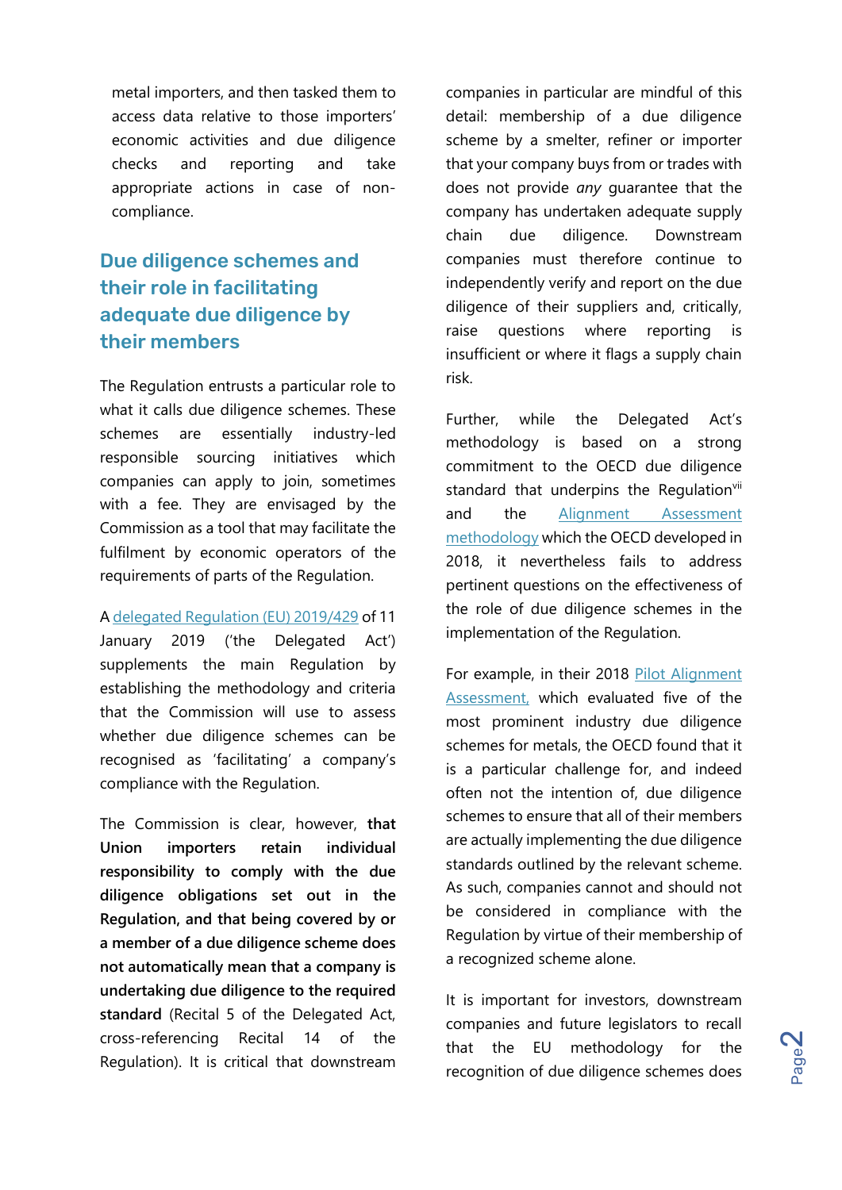metal importers, and then tasked them to access data relative to those importers' economic activities and due diligence checks and reporting and take appropriate actions in case of non-compliance.

## Due diligence schemes and their role in facilitating adequate due diligence by their members

The Regulation entrusts a particular role to what it calls due diligence schemes. These schemes are essentially industry-led responsible sourcing initiatives which companies can apply to join, sometimes with a fee. They are envisaged by the Commission as a tool that may facilitate the fulfilment by economic operators of the requirements of parts of the Regulation.

A delegated Regulation (EU) 2019/429 of 11 January 2019 ('the Delegated Act') supplements the main Regulation by establishing the methodology and criteria that the Commission will use to assess whether due diligence schemes can be recognised as 'facilitating' a company's compliance with the Regulation.

The Commission is clear, however, **that Union importers retain individual responsibility to comply with the due diligence obligations set out in the Regulation, and that being covered by or a member of a due diligence scheme does not automatically mean that a company is undertaking due diligence to the required standard** (Recital 5 of the Delegated Act, cross-referencing Recital 14 of the Regulation). It is critical that downstream companies in particular are mindful of this detail: membership of a due diligence scheme by a smelter, refiner or importer that your company buys from or trades with does not provide *any* guarantee that the company has undertaken adequate supply chain due diligence. Downstream companies must therefore continue to independently verify and report on the due diligence of their suppliers and, critically, raise questions where reporting is insufficient or where it flags a supply chain risk.

Further, while the Delegated Act's methodology is based on a strong commitment to the OECD due diligence standard that underpins the Regulation[vii] and the Alignment Assessment methodology which the OECD developed in 2018, it nevertheless fails to address pertinent questions on the effectiveness of the role of due diligence schemes in the implementation of the Regulation.

For example, in their 2018 Pilot Alignment Assessment, which evaluated five of the most prominent industry due diligence schemes for metals, the OECD found that it is a particular challenge for, and indeed often not the intention of, due diligence schemes to ensure that all of their members are actually implementing the due diligence standards outlined by the relevant scheme. As such, companies cannot and should not be considered in compliance with the Regulation by virtue of their membership of a recognized scheme alone.

It is important for investors, downstream companies and future legislators to recall that the EU methodology for the recognition of due diligence schemes does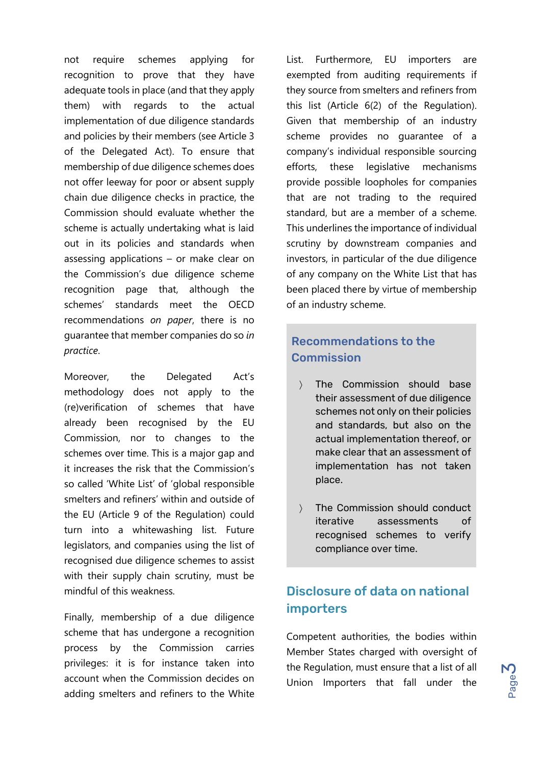not require schemes applying for recognition to prove that they have adequate tools in place (and that they apply them) with regards to the actual implementation of due diligence standards and policies by their members (see Article 3 of the Delegated Act). To ensure that membership of due diligence schemes does not offer leeway for poor or absent supply chain due diligence checks in practice, the Commission should evaluate whether the scheme is actually undertaking what is laid out in its policies and standards when assessing applications – or make clear on the Commission's due diligence scheme recognition page that, although the schemes' standards meet the OECD recommendations *on paper*, there is no guarantee that member companies do so *in practice*.

Moreover, the Delegated Act's methodology does not apply to the (re)verification of schemes that have already been recognised by the EU Commission, nor to changes to the schemes over time. This is a major gap and it increases the risk that the Commission's so called 'White List' of 'global responsible smelters and refiners' within and outside of the EU (Article 9 of the Regulation) could turn into a whitewashing list. Future legislators, and companies using the list of recognised due diligence schemes to assist with their supply chain scrutiny, must be mindful of this weakness.

Finally, membership of a due diligence scheme that has undergone a recognition process by the Commission carries privileges: it is for instance taken into account when the Commission decides on adding smelters and refiners to the White List. Furthermore, EU importers are exempted from auditing requirements if they source from smelters and refiners from this list (Article 6(2) of the Regulation). Given that membership of an industry scheme provides no guarantee of a company's individual responsible sourcing efforts, these legislative mechanisms provide possible loopholes for companies that are not trading to the required standard, but are a member of a scheme. This underlines the importance of individual scrutiny by downstream companies and investors, in particular of the due diligence of any company on the White List that has been placed there by virtue of membership of an industry scheme.

### Recommendations to the Commission

- The Commission should base their assessment of due diligence schemes not only on their policies and standards, but also on the actual implementation thereof, or make clear that an assessment of implementation has not taken place.
- The Commission should conduct iterative assessments of recognised schemes to verify compliance over time.

## Disclosure of data on national importers

Competent authorities, the bodies within Member States charged with oversight of the Regulation, must ensure that a list of all Union Importers that fall under the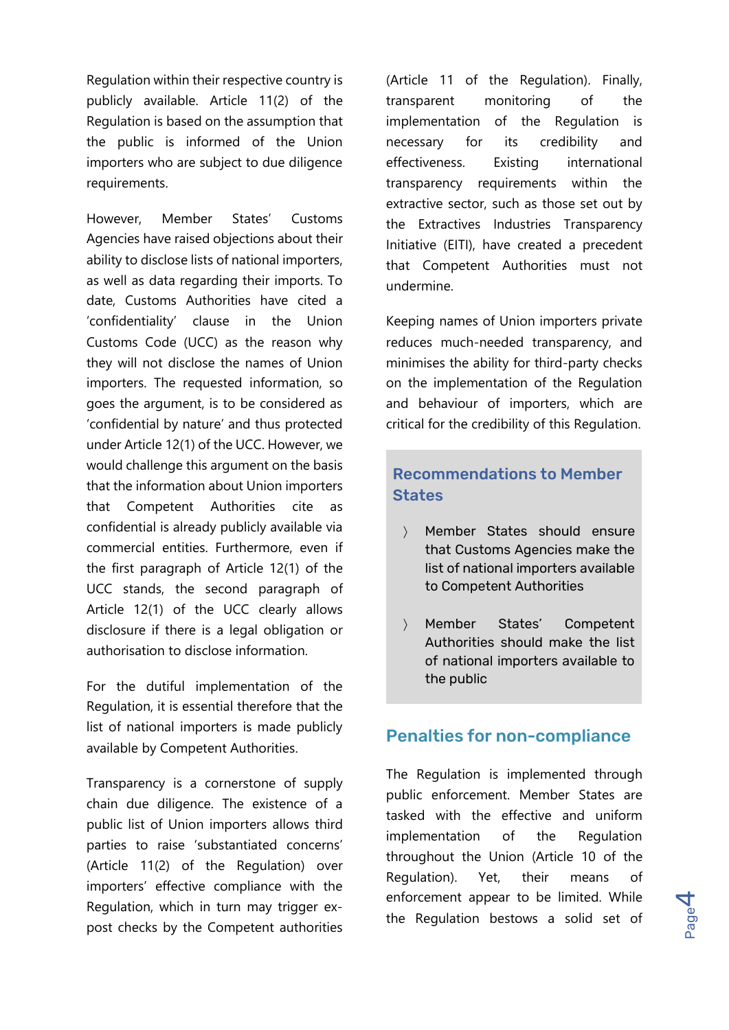Regulation within their respective country is publicly available. Article 11(2) of the Regulation is based on the assumption that the public is informed of the Union importers who are subject to due diligence requirements.

However, Member States' Customs Agencies have raised objections about their ability to disclose lists of national importers, as well as data regarding their imports. To date, Customs Authorities have cited a 'confidentiality' clause in the Union Customs Code (UCC) as the reason why they will not disclose the names of Union importers. The requested information, so goes the argument, is to be considered as 'confidential by nature' and thus protected under Article 12(1) of the UCC. However, we would challenge this argument on the basis that the information about Union importers that Competent Authorities cite as confidential is already publicly available via commercial entities. Furthermore, even if the first paragraph of Article 12(1) of the UCC stands, the second paragraph of Article 12(1) of the UCC clearly allows disclosure if there is a legal obligation or authorisation to disclose information.

For the dutiful implementation of the Regulation, it is essential therefore that the list of national importers is made publicly available by Competent Authorities.

Transparency is a cornerstone of supply chain due diligence. The existence of a public list of Union importers allows third parties to raise 'substantiated concerns' (Article 11(2) of the Regulation) over importers' effective compliance with the Regulation, which in turn may trigger ex-post checks by the Competent authorities (Article 11 of the Regulation). Finally, transparent monitoring of the implementation of the Regulation is necessary for its credibility and effectiveness. Existing international transparency requirements within the extractive sector, such as those set out by the Extractives Industries Transparency Initiative (EITI), have created a precedent that Competent Authorities must not undermine.

Keeping names of Union importers private reduces much-needed transparency, and minimises the ability for third-party checks on the implementation of the Regulation and behaviour of importers, which are critical for the credibility of this Regulation.

### Recommendations to Member States

- Member States should ensure that Customs Agencies make the list of national importers available to Competent Authorities
- Member States' Competent Authorities should make the list of national importers available to the public

## Penalties for non-compliance

The Regulation is implemented through public enforcement. Member States are tasked with the effective and uniform implementation of the Regulation throughout the Union (Article 10 of the Regulation). Yet, their means of enforcement appear to be limited. While the Regulation bestows a solid set of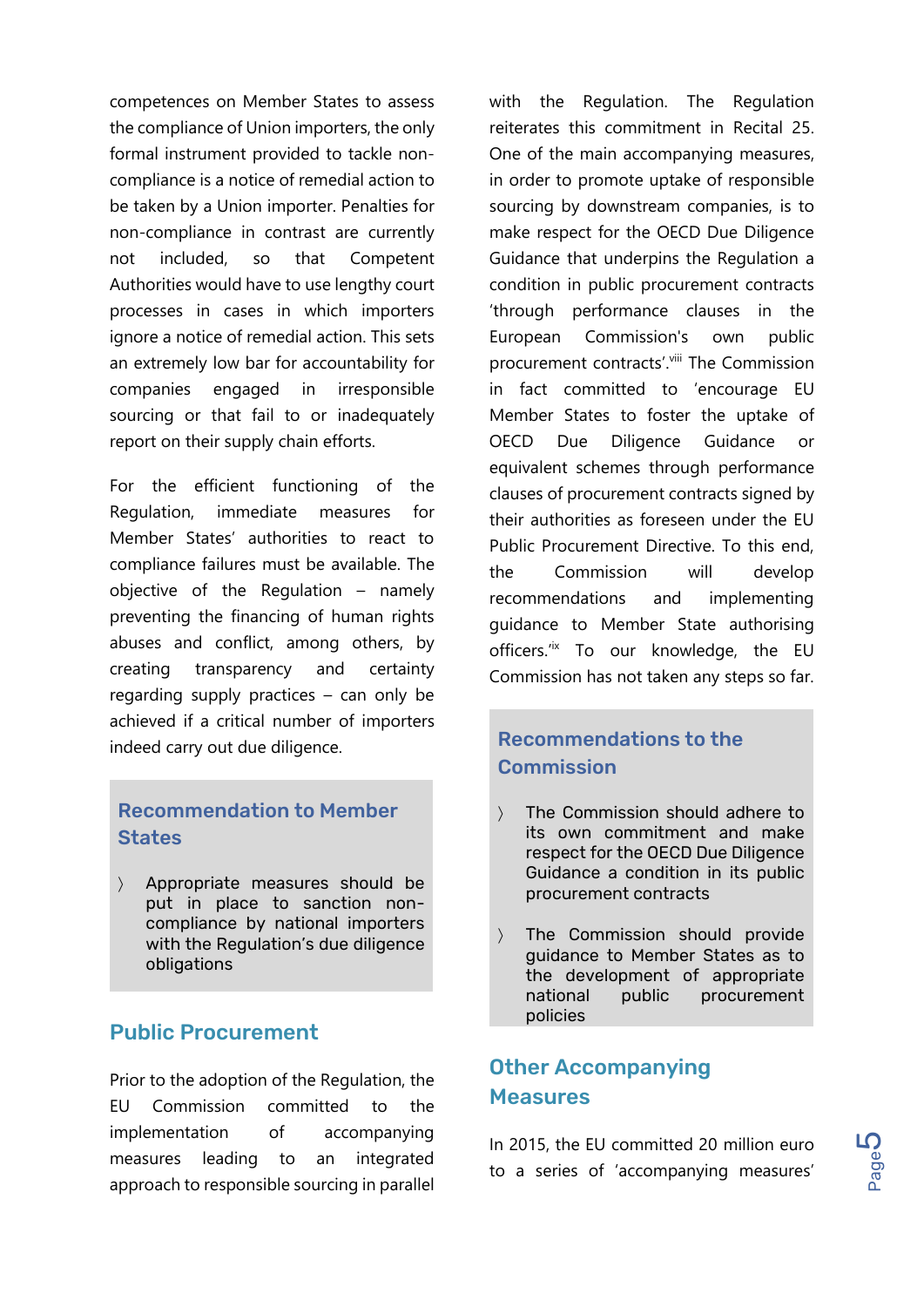competences on Member States to assess the compliance of Union importers, the only formal instrument provided to tackle non-compliance is a notice of remedial action to be taken by a Union importer. Penalties for non-compliance in contrast are currently not included, so that Competent Authorities would have to use lengthy court processes in cases in which importers ignore a notice of remedial action. This sets an extremely low bar for accountability for companies engaged in irresponsible sourcing or that fail to or inadequately report on their supply chain efforts.

For the efficient functioning of the Regulation, immediate measures for Member States' authorities to react to compliance failures must be available. The objective of the Regulation – namely preventing the financing of human rights abuses and conflict, among others, by creating transparency and certainty regarding supply practices – can only be achieved if a critical number of importers indeed carry out due diligence.

### Recommendation to Member States

- Appropriate measures should be put in place to sanction non-compliance by national importers with the Regulation's due diligence obligations

## Public Procurement

Prior to the adoption of the Regulation, the EU Commission committed to the implementation of accompanying measures leading to an integrated approach to responsible sourcing in parallel with the Regulation. The Regulation reiterates this commitment in Recital 25. One of the main accompanying measures, in order to promote uptake of responsible sourcing by downstream companies, is to make respect for the OECD Due Diligence Guidance that underpins the Regulation a condition in public procurement contracts 'through performance clauses in the European Commission's own public procurement contracts'.[viii] The Commission in fact committed to 'encourage EU Member States to foster the uptake of OECD Due Diligence Guidance or equivalent schemes through performance clauses of procurement contracts signed by their authorities as foreseen under the EU Public Procurement Directive. To this end, the Commission will develop recommendations and implementing guidance to Member State authorising officers.'[ix] To our knowledge, the EU Commission has not taken any steps so far.

### Recommendations to the Commission

- The Commission should adhere to its own commitment and make respect for the OECD Due Diligence Guidance a condition in its public procurement contracts
- The Commission should provide guidance to Member States as to the development of appropriate national public procurement policies

## Other Accompanying Measures

In 2015, the EU committed 20 million euro to a series of 'accompanying measures'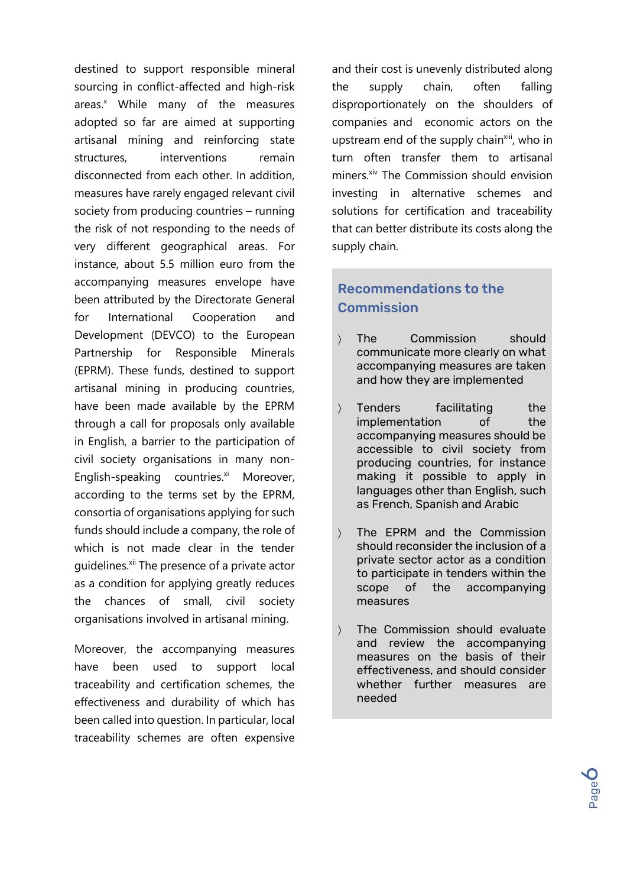destined to support responsible mineral sourcing in conflict-affected and high-risk areas.[x] While many of the measures adopted so far are aimed at supporting artisanal mining and reinforcing state structures, interventions remain disconnected from each other. In addition, measures have rarely engaged relevant civil society from producing countries – running the risk of not responding to the needs of very different geographical areas. For instance, about 5.5 million euro from the accompanying measures envelope have been attributed by the Directorate General for International Cooperation and Development (DEVCO) to the European Partnership for Responsible Minerals (EPRM). These funds, destined to support artisanal mining in producing countries, have been made available by the EPRM through a call for proposals only available in English, a barrier to the participation of civil society organisations in many non-English-speaking countries.[xi] Moreover, according to the terms set by the EPRM, consortia of organisations applying for such funds should include a company, the role of which is not made clear in the tender guidelines.[xii] The presence of a private actor as a condition for applying greatly reduces the chances of small, civil society organisations involved in artisanal mining.

Moreover, the accompanying measures have been used to support local traceability and certification schemes, the effectiveness and durability of which has been called into question. In particular, local traceability schemes are often expensive and their cost is unevenly distributed along the supply chain, often falling disproportionately on the shoulders of companies and economic actors on the upstream end of the supply chain[xiii], who in turn often transfer them to artisanal miners.[xiv] The Commission should envision investing in alternative schemes and solutions for certification and traceability that can better distribute its costs along the supply chain.

## Recommendations to the Commission

- The Commission should communicate more clearly on what accompanying measures are taken and how they are implemented
- Tenders facilitating the implementation of the accompanying measures should be accessible to civil society from producing countries, for instance making it possible to apply in languages other than English, such as French, Spanish and Arabic
- The EPRM and the Commission should reconsider the inclusion of a private sector actor as a condition to participate in tenders within the scope of the accompanying measures
- The Commission should evaluate and review the accompanying measures on the basis of their effectiveness, and should consider whether further measures are needed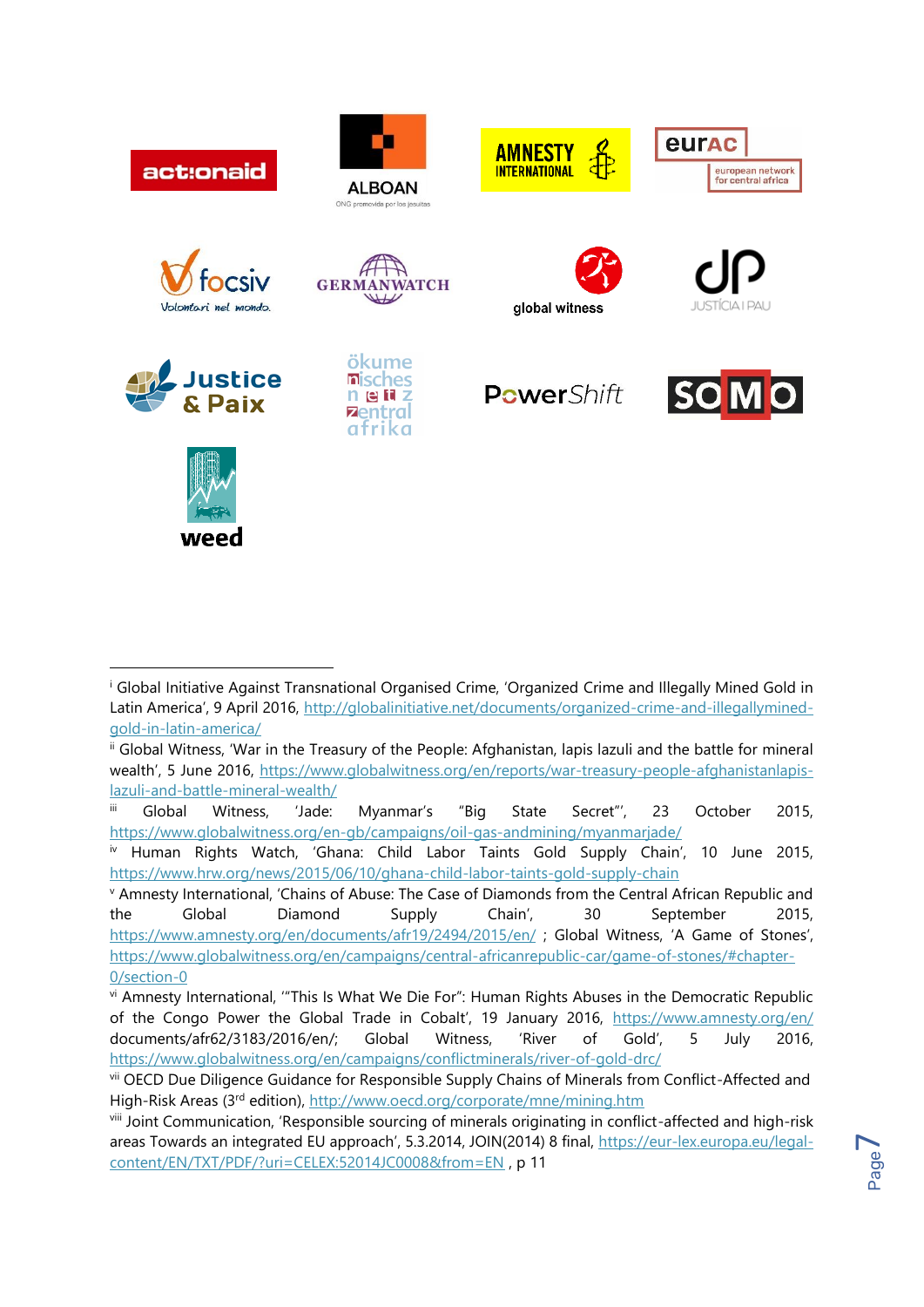actionaid

ALBOAN
ONG promovida por los jesuitas

AMNESTY INTERNATIONAL

eurAC european network for central africa

focsiv Volontari nel mondo

GERMANWATCH

global witness

JUSTÍCIA I PAU

Justice & Paix

ökumenisches netz zentralafrika

PowerShift

SOMO

weed

---

[i] Global Initiative Against Transnational Organised Crime, 'Organized Crime and Illegally Mined Gold in Latin America', 9 April 2016, http://globalinitiative.net/documents/organized-crime-and-illegallymined-gold-in-latin-america/

[ii] Global Witness, 'War in the Treasury of the People: Afghanistan, lapis lazuli and the battle for mineral wealth', 5 June 2016, https://www.globalwitness.org/en/reports/war-treasury-people-afghanistanlapis-lazuli-and-battle-mineral-wealth/

[iii] Global Witness, 'Jade: Myanmar's "Big State Secret"', 23 October 2015, https://www.globalwitness.org/en-gb/campaigns/oil-gas-andmining/myanmarjade/

[iv] Human Rights Watch, 'Ghana: Child Labor Taints Gold Supply Chain', 10 June 2015, https://www.hrw.org/news/2015/06/10/ghana-child-labor-taints-gold-supply-chain

[v] Amnesty International, 'Chains of Abuse: The Case of Diamonds from the Central African Republic and the Global Diamond Supply Chain', 30 September 2015, https://www.amnesty.org/en/documents/afr19/2494/2015/en/ ; Global Witness, 'A Game of Stones', https://www.globalwitness.org/en/campaigns/central-africanrepublic-car/game-of-stones/#chapter-0/section-0

[vi] Amnesty International, '"This Is What We Die For": Human Rights Abuses in the Democratic Republic of the Congo Power the Global Trade in Cobalt', 19 January 2016, https://www.amnesty.org/en/ documents/afr62/3183/2016/en/; Global Witness, 'River of Gold', 5 July 2016, https://www.globalwitness.org/en/campaigns/conflictminerals/river-of-gold-drc/

[vii] OECD Due Diligence Guidance for Responsible Supply Chains of Minerals from Conflict-Affected and High-Risk Areas (3rd edition), http://www.oecd.org/corporate/mne/mining.htm

[viii] Joint Communication, 'Responsible sourcing of minerals originating in conflict-affected and high-risk areas Towards an integrated EU approach', 5.3.2014, JOIN(2014) 8 final, https://eur-lex.europa.eu/legal-content/EN/TXT/PDF/?uri=CELEX:52014JC0008&from=EN , p 11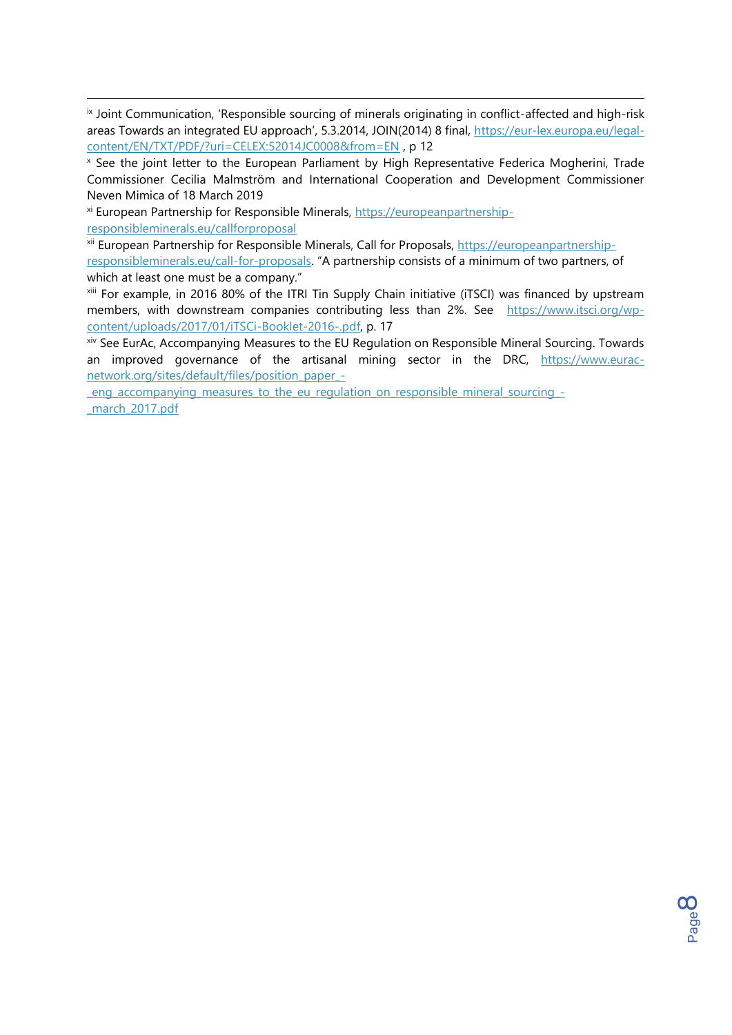[ix] Joint Communication, 'Responsible sourcing of minerals originating in conflict-affected and high-risk areas Towards an integrated EU approach', 5.3.2014, JOIN(2014) 8 final, https://eur-lex.europa.eu/legal-content/EN/TXT/PDF/?uri=CELEX:52014JC0008&from=EN , p 12

[x] See the joint letter to the European Parliament by High Representative Federica Mogherini, Trade Commissioner Cecilia Malmström and International Cooperation and Development Commissioner Neven Mimica of 18 March 2019

[xi] European Partnership for Responsible Minerals, https://europeanpartnership-responsibleminerals.eu/callforproposal

[xii] European Partnership for Responsible Minerals, Call for Proposals, https://europeanpartnership-responsibleminerals.eu/call-for-proposals. "A partnership consists of a minimum of two partners, of which at least one must be a company."

[xiii] For example, in 2016 80% of the ITRI Tin Supply Chain initiative (iTSCI) was financed by upstream members, with downstream companies contributing less than 2%. See https://www.itsci.org/wp-content/uploads/2017/01/iTSCi-Booklet-2016-.pdf, p. 17

[xiv] See EurAc, Accompanying Measures to the EU Regulation on Responsible Mineral Sourcing. Towards an improved governance of the artisanal mining sector in the DRC, https://www.eurac-network.org/sites/default/files/position_paper_-_eng_accompanying_measures_to_the_eu_regulation_on_responsible_mineral_sourcing_-_march_2017.pdf